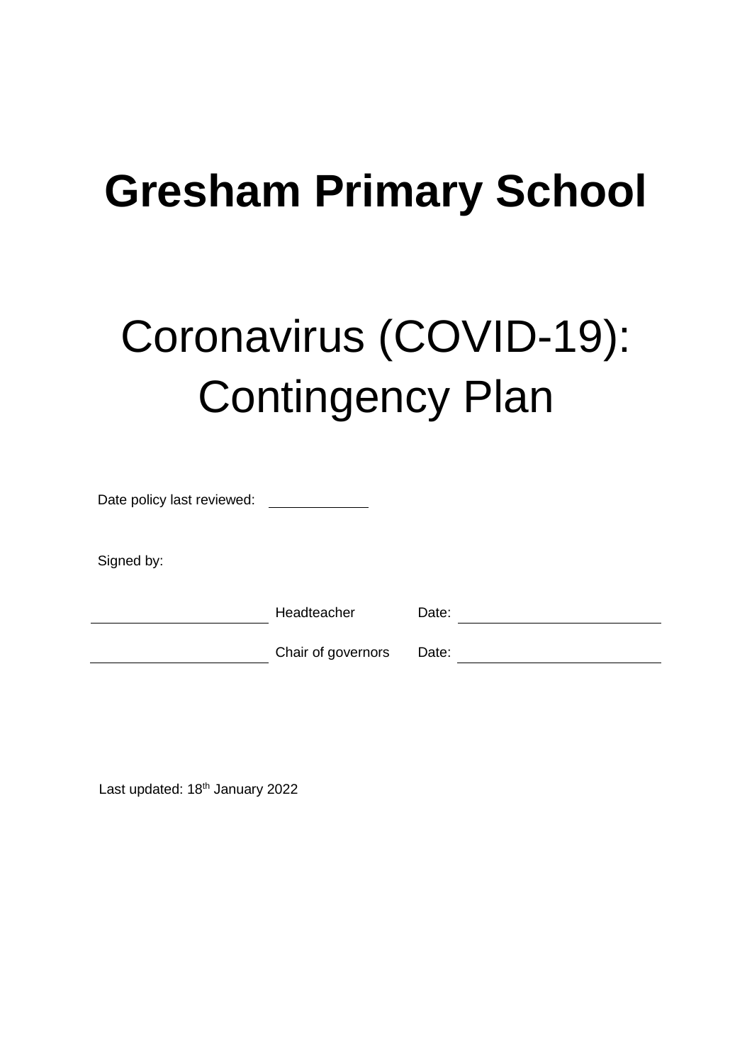# Gresham Primary School

## Coronavirus (COVID-19): Contingency Plan

Date policy last reviewed: ____________

Signed by:

______________________ Headteacher Date: ______________________

______________________ Chair of governors Date: ______________________

Last updated: 18th January 2022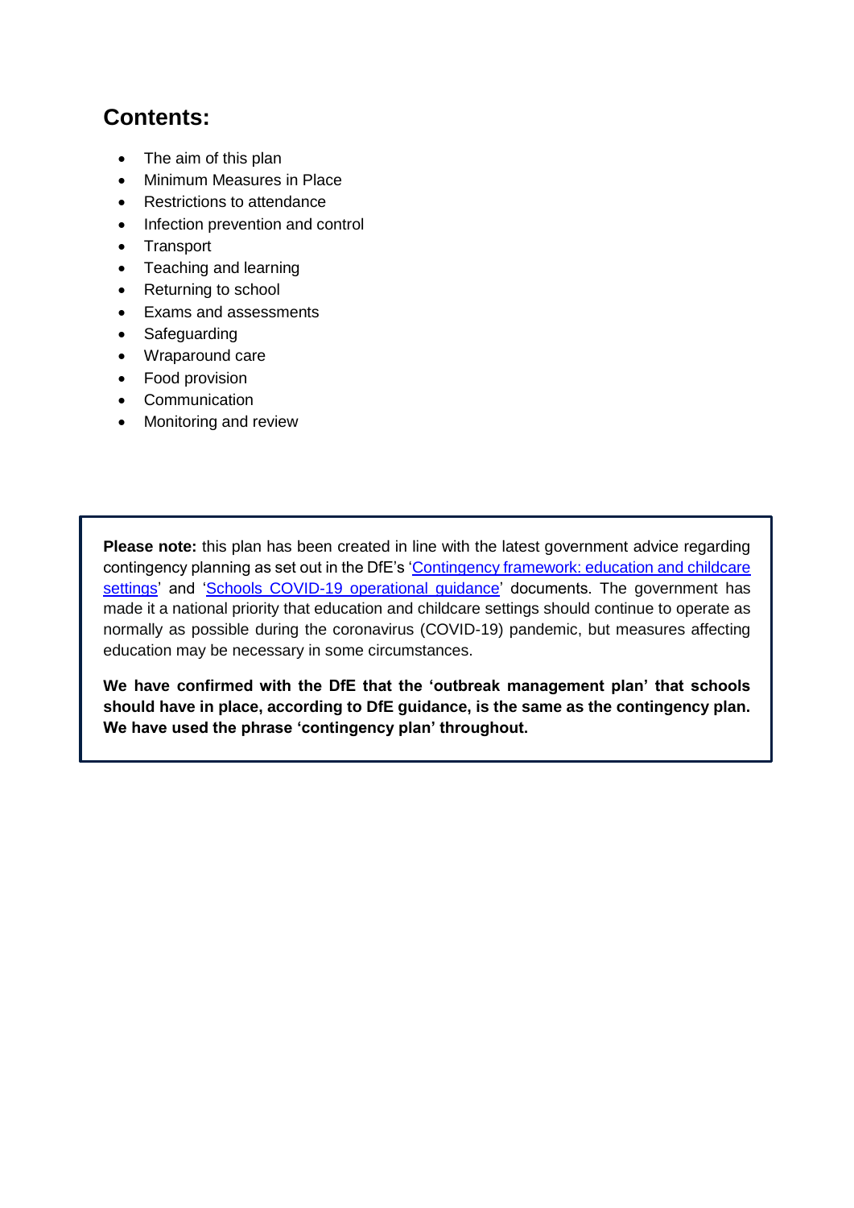## Contents:

- The aim of this plan
- Minimum Measures in Place
- Restrictions to attendance
- Infection prevention and control
- Transport
- Teaching and learning
- Returning to school
- Exams and assessments
- Safeguarding
- Wraparound care
- Food provision
- Communication
- Monitoring and review

**Please note:** this plan has been created in line with the latest government advice regarding contingency planning as set out in the DfE's 'Contingency framework: education and childcare settings' and 'Schools COVID-19 operational guidance' documents. The government has made it a national priority that education and childcare settings should continue to operate as normally as possible during the coronavirus (COVID-19) pandemic, but measures affecting education may be necessary in some circumstances.

**We have confirmed with the DfE that the 'outbreak management plan' that schools should have in place, according to DfE guidance, is the same as the contingency plan. We have used the phrase 'contingency plan' throughout.**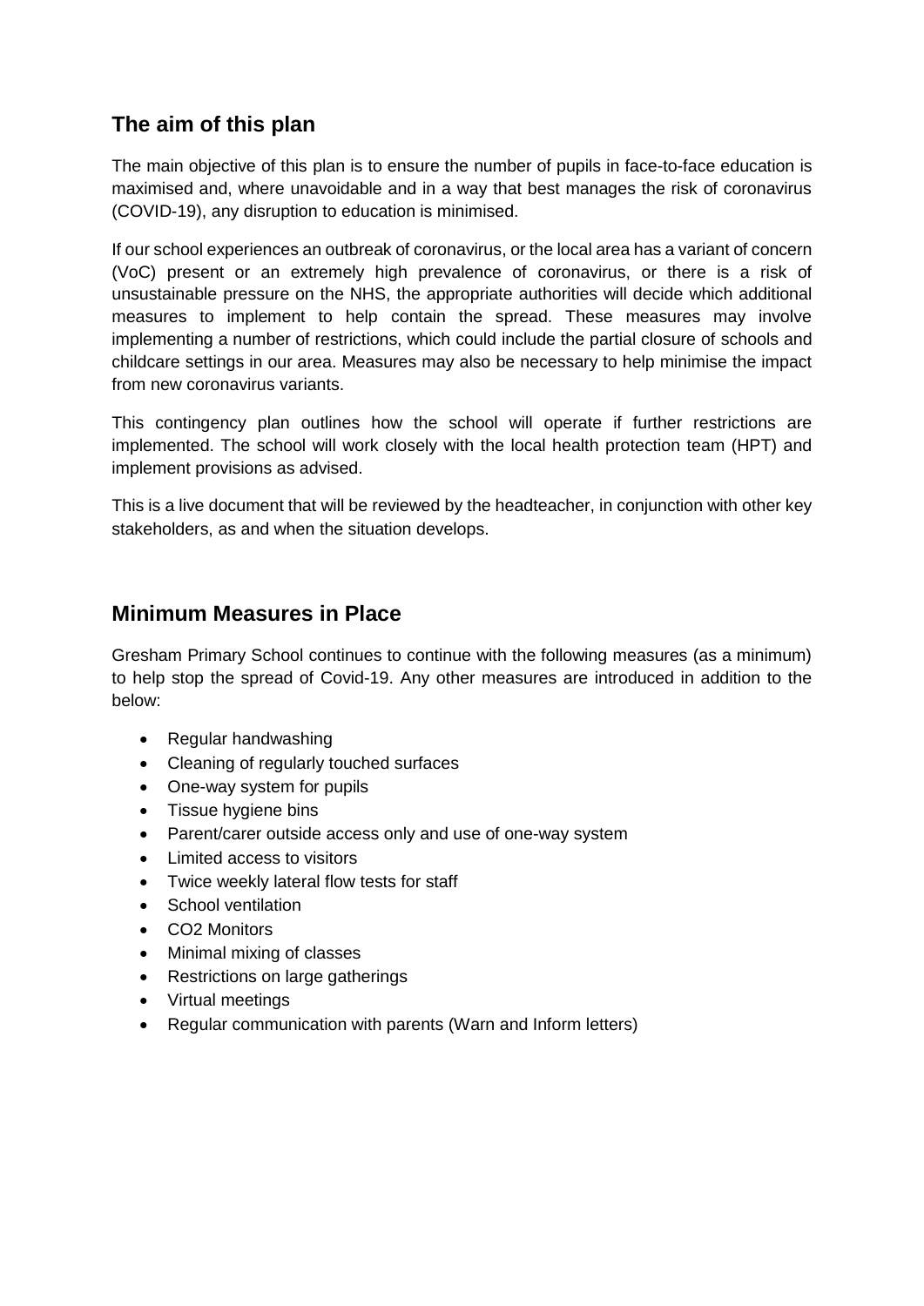## The aim of this plan

The main objective of this plan is to ensure the number of pupils in face-to-face education is maximised and, where unavoidable and in a way that best manages the risk of coronavirus (COVID-19), any disruption to education is minimised.

If our school experiences an outbreak of coronavirus, or the local area has a variant of concern (VoC) present or an extremely high prevalence of coronavirus, or there is a risk of unsustainable pressure on the NHS, the appropriate authorities will decide which additional measures to implement to help contain the spread. These measures may involve implementing a number of restrictions, which could include the partial closure of schools and childcare settings in our area. Measures may also be necessary to help minimise the impact from new coronavirus variants.

This contingency plan outlines how the school will operate if further restrictions are implemented. The school will work closely with the local health protection team (HPT) and implement provisions as advised.

This is a live document that will be reviewed by the headteacher, in conjunction with other key stakeholders, as and when the situation develops.

## Minimum Measures in Place

Gresham Primary School continues to continue with the following measures (as a minimum) to help stop the spread of Covid-19. Any other measures are introduced in addition to the below:

- Regular handwashing
- Cleaning of regularly touched surfaces
- One-way system for pupils
- Tissue hygiene bins
- Parent/carer outside access only and use of one-way system
- Limited access to visitors
- Twice weekly lateral flow tests for staff
- School ventilation
- CO2 Monitors
- Minimal mixing of classes
- Restrictions on large gatherings
- Virtual meetings
- Regular communication with parents (Warn and Inform letters)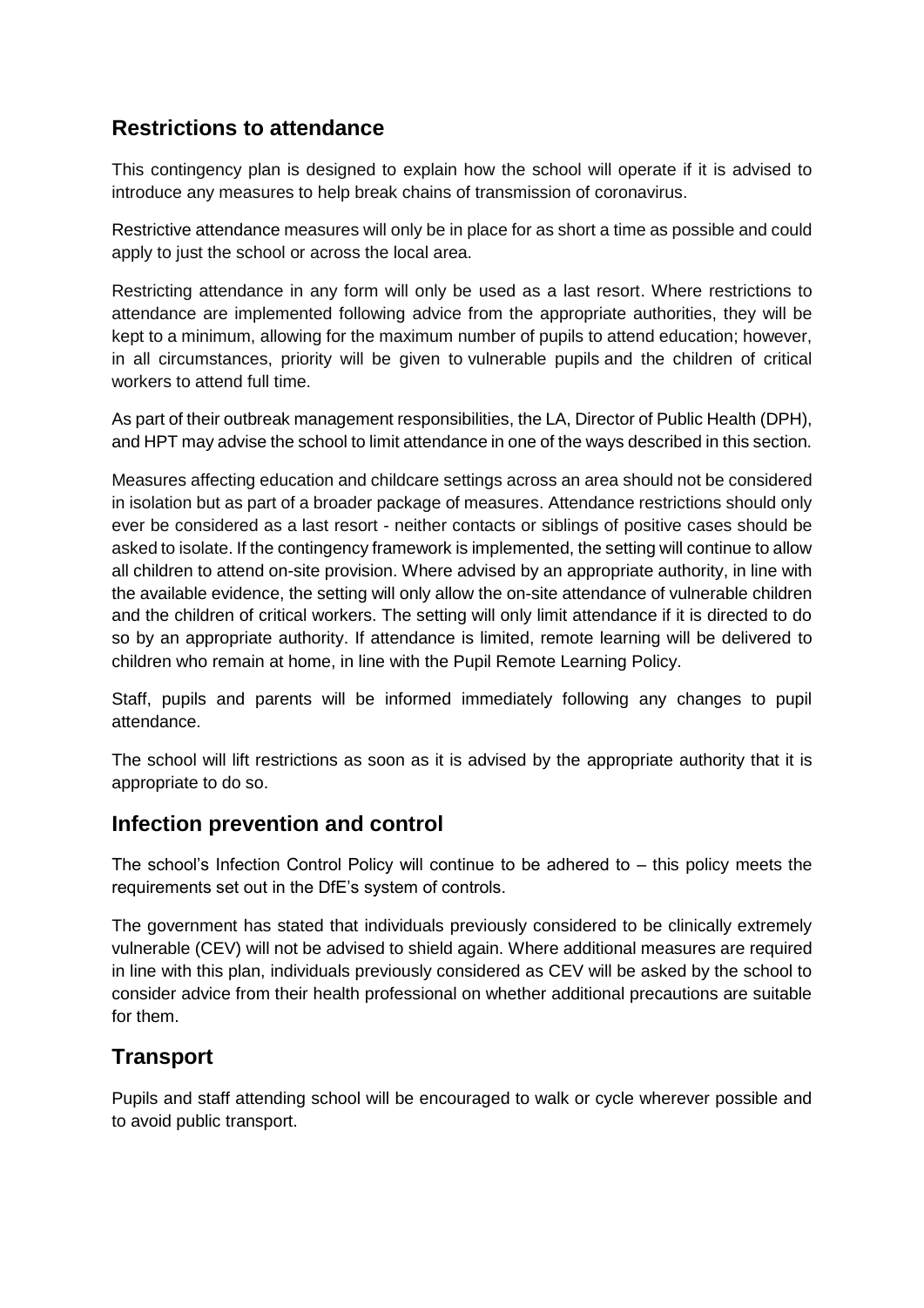## Restrictions to attendance

This contingency plan is designed to explain how the school will operate if it is advised to introduce any measures to help break chains of transmission of coronavirus.

Restrictive attendance measures will only be in place for as short a time as possible and could apply to just the school or across the local area.

Restricting attendance in any form will only be used as a last resort. Where restrictions to attendance are implemented following advice from the appropriate authorities, they will be kept to a minimum, allowing for the maximum number of pupils to attend education; however, in all circumstances, priority will be given to vulnerable pupils and the children of critical workers to attend full time.

As part of their outbreak management responsibilities, the LA, Director of Public Health (DPH), and HPT may advise the school to limit attendance in one of the ways described in this section.

Measures affecting education and childcare settings across an area should not be considered in isolation but as part of a broader package of measures. Attendance restrictions should only ever be considered as a last resort - neither contacts or siblings of positive cases should be asked to isolate. If the contingency framework is implemented, the setting will continue to allow all children to attend on-site provision. Where advised by an appropriate authority, in line with the available evidence, the setting will only allow the on-site attendance of vulnerable children and the children of critical workers. The setting will only limit attendance if it is directed to do so by an appropriate authority. If attendance is limited, remote learning will be delivered to children who remain at home, in line with the Pupil Remote Learning Policy.

Staff, pupils and parents will be informed immediately following any changes to pupil attendance.

The school will lift restrictions as soon as it is advised by the appropriate authority that it is appropriate to do so.

## Infection prevention and control

The school's Infection Control Policy will continue to be adhered to – this policy meets the requirements set out in the DfE's system of controls.

The government has stated that individuals previously considered to be clinically extremely vulnerable (CEV) will not be advised to shield again. Where additional measures are required in line with this plan, individuals previously considered as CEV will be asked by the school to consider advice from their health professional on whether additional precautions are suitable for them.

## Transport

Pupils and staff attending school will be encouraged to walk or cycle wherever possible and to avoid public transport.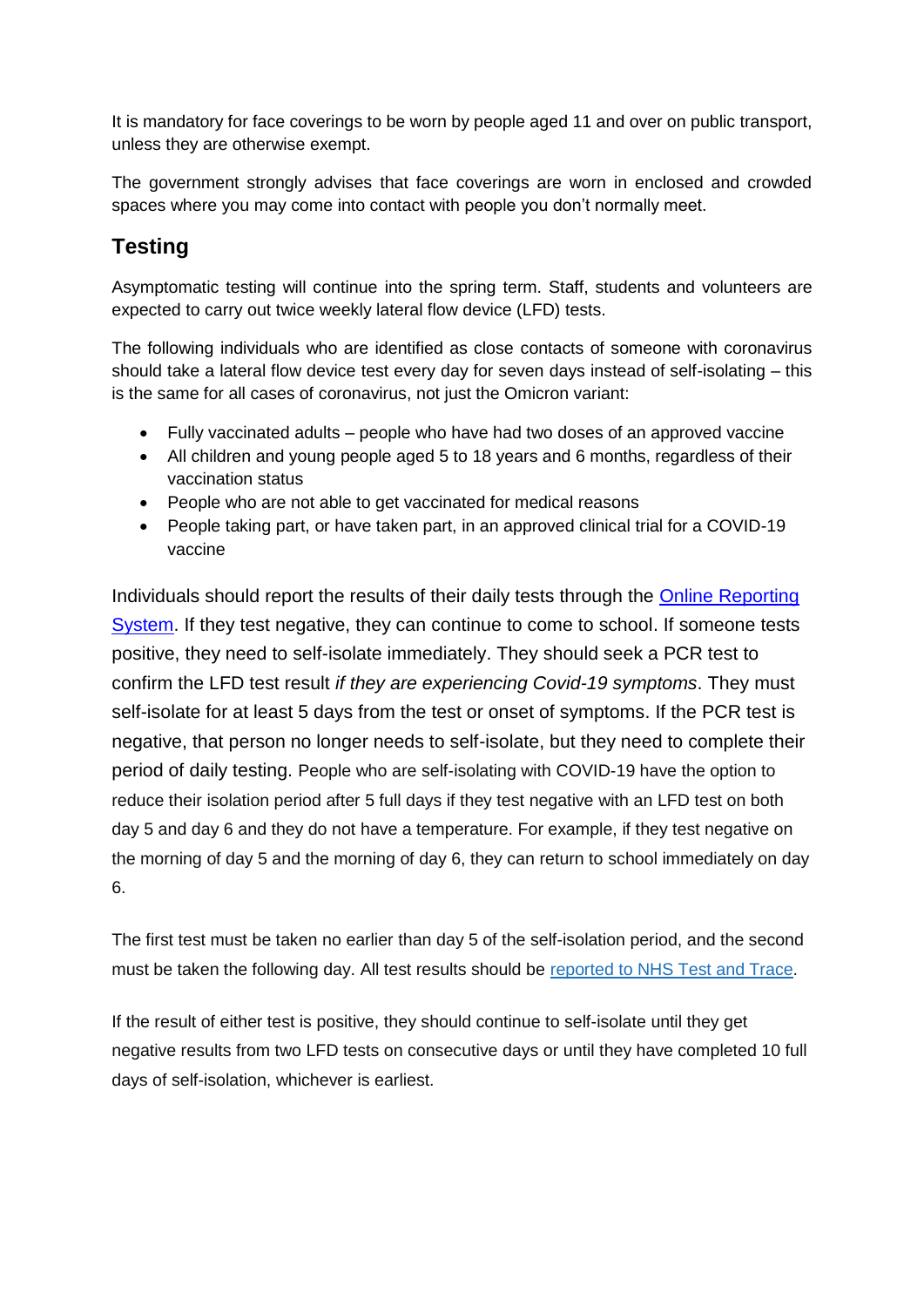It is mandatory for face coverings to be worn by people aged 11 and over on public transport, unless they are otherwise exempt.

The government strongly advises that face coverings are worn in enclosed and crowded spaces where you may come into contact with people you don't normally meet.

## Testing

Asymptomatic testing will continue into the spring term. Staff, students and volunteers are expected to carry out twice weekly lateral flow device (LFD) tests.

The following individuals who are identified as close contacts of someone with coronavirus should take a lateral flow device test every day for seven days instead of self-isolating – this is the same for all cases of coronavirus, not just the Omicron variant:

- Fully vaccinated adults – people who have had two doses of an approved vaccine
- All children and young people aged 5 to 18 years and 6 months, regardless of their vaccination status
- People who are not able to get vaccinated for medical reasons
- People taking part, or have taken part, in an approved clinical trial for a COVID-19 vaccine

Individuals should report the results of their daily tests through the [Online Reporting System](). If they test negative, they can continue to come to school. If someone tests positive, they need to self-isolate immediately. They should seek a PCR test to confirm the LFD test result *if they are experiencing Covid-19 symptoms*. They must self-isolate for at least 5 days from the test or onset of symptoms. If the PCR test is negative, that person no longer needs to self-isolate, but they need to complete their period of daily testing. People who are self-isolating with COVID-19 have the option to reduce their isolation period after 5 full days if they test negative with an LFD test on both day 5 and day 6 and they do not have a temperature. For example, if they test negative on the morning of day 5 and the morning of day 6, they can return to school immediately on day 6.

The first test must be taken no earlier than day 5 of the self-isolation period, and the second must be taken the following day. All test results should be [reported to NHS Test and Trace]().

If the result of either test is positive, they should continue to self-isolate until they get negative results from two LFD tests on consecutive days or until they have completed 10 full days of self-isolation, whichever is earliest.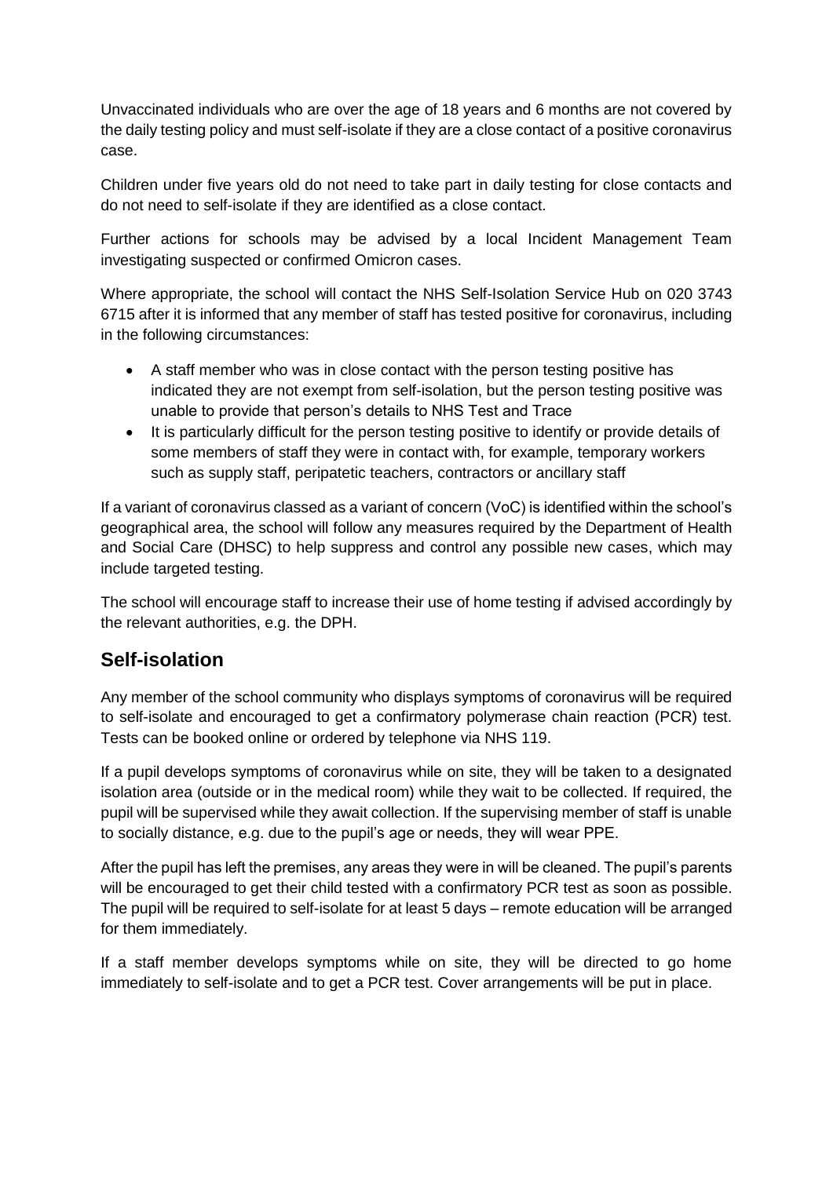Unvaccinated individuals who are over the age of 18 years and 6 months are not covered by the daily testing policy and must self-isolate if they are a close contact of a positive coronavirus case.

Children under five years old do not need to take part in daily testing for close contacts and do not need to self-isolate if they are identified as a close contact.

Further actions for schools may be advised by a local Incident Management Team investigating suspected or confirmed Omicron cases.

Where appropriate, the school will contact the NHS Self-Isolation Service Hub on 020 3743 6715 after it is informed that any member of staff has tested positive for coronavirus, including in the following circumstances:

- A staff member who was in close contact with the person testing positive has indicated they are not exempt from self-isolation, but the person testing positive was unable to provide that person's details to NHS Test and Trace
- It is particularly difficult for the person testing positive to identify or provide details of some members of staff they were in contact with, for example, temporary workers such as supply staff, peripatetic teachers, contractors or ancillary staff

If a variant of coronavirus classed as a variant of concern (VoC) is identified within the school's geographical area, the school will follow any measures required by the Department of Health and Social Care (DHSC) to help suppress and control any possible new cases, which may include targeted testing.

The school will encourage staff to increase their use of home testing if advised accordingly by the relevant authorities, e.g. the DPH.

## Self-isolation

Any member of the school community who displays symptoms of coronavirus will be required to self-isolate and encouraged to get a confirmatory polymerase chain reaction (PCR) test. Tests can be booked online or ordered by telephone via NHS 119.

If a pupil develops symptoms of coronavirus while on site, they will be taken to a designated isolation area (outside or in the medical room) while they wait to be collected. If required, the pupil will be supervised while they await collection. If the supervising member of staff is unable to socially distance, e.g. due to the pupil's age or needs, they will wear PPE.

After the pupil has left the premises, any areas they were in will be cleaned. The pupil's parents will be encouraged to get their child tested with a confirmatory PCR test as soon as possible. The pupil will be required to self-isolate for at least 5 days – remote education will be arranged for them immediately.

If a staff member develops symptoms while on site, they will be directed to go home immediately to self-isolate and to get a PCR test. Cover arrangements will be put in place.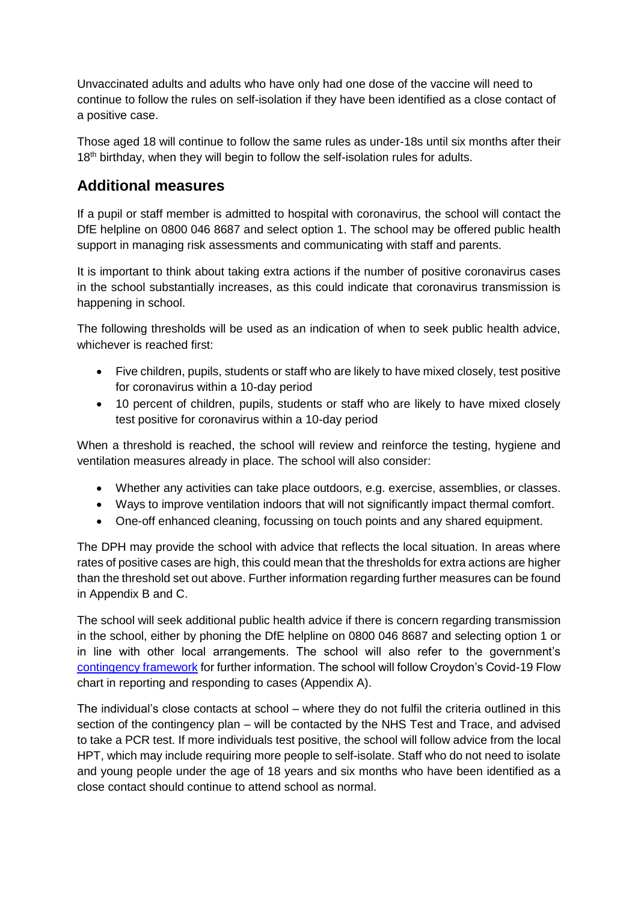Unvaccinated adults and adults who have only had one dose of the vaccine will need to continue to follow the rules on self-isolation if they have been identified as a close contact of a positive case.

Those aged 18 will continue to follow the same rules as under-18s until six months after their 18th birthday, when they will begin to follow the self-isolation rules for adults.

## Additional measures

If a pupil or staff member is admitted to hospital with coronavirus, the school will contact the DfE helpline on 0800 046 8687 and select option 1. The school may be offered public health support in managing risk assessments and communicating with staff and parents.

It is important to think about taking extra actions if the number of positive coronavirus cases in the school substantially increases, as this could indicate that coronavirus transmission is happening in school.

The following thresholds will be used as an indication of when to seek public health advice, whichever is reached first:

- Five children, pupils, students or staff who are likely to have mixed closely, test positive for coronavirus within a 10-day period
- 10 percent of children, pupils, students or staff who are likely to have mixed closely test positive for coronavirus within a 10-day period

When a threshold is reached, the school will review and reinforce the testing, hygiene and ventilation measures already in place. The school will also consider:

- Whether any activities can take place outdoors, e.g. exercise, assemblies, or classes.
- Ways to improve ventilation indoors that will not significantly impact thermal comfort.
- One-off enhanced cleaning, focussing on touch points and any shared equipment.

The DPH may provide the school with advice that reflects the local situation. In areas where rates of positive cases are high, this could mean that the thresholds for extra actions are higher than the threshold set out above. Further information regarding further measures can be found in Appendix B and C.

The school will seek additional public health advice if there is concern regarding transmission in the school, either by phoning the DfE helpline on 0800 046 8687 and selecting option 1 or in line with other local arrangements. The school will also refer to the government's contingency framework for further information. The school will follow Croydon's Covid-19 Flow chart in reporting and responding to cases (Appendix A).

The individual's close contacts at school – where they do not fulfil the criteria outlined in this section of the contingency plan – will be contacted by the NHS Test and Trace, and advised to take a PCR test. If more individuals test positive, the school will follow advice from the local HPT, which may include requiring more people to self-isolate. Staff who do not need to isolate and young people under the age of 18 years and six months who have been identified as a close contact should continue to attend school as normal.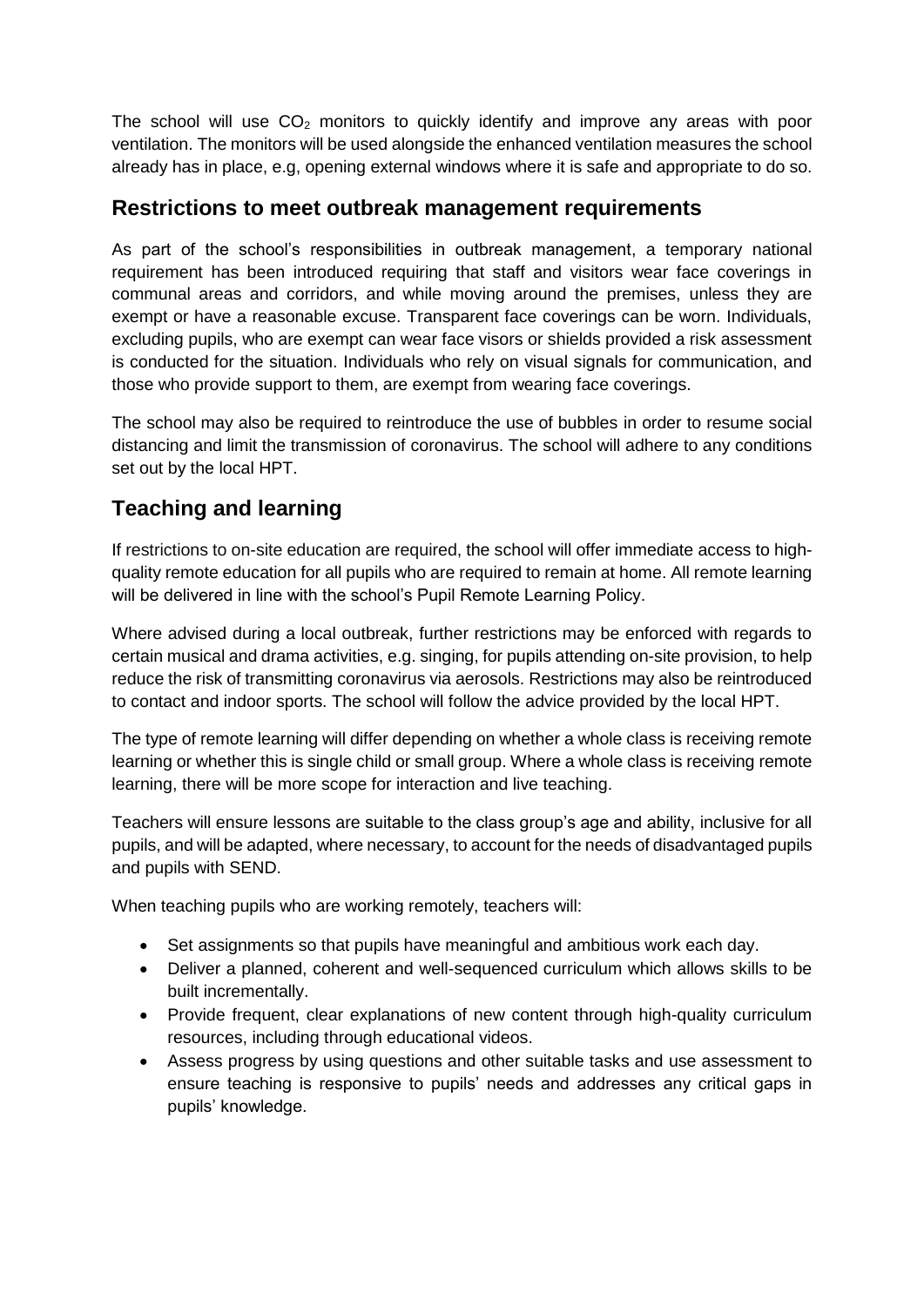The school will use $CO_2$ monitors to quickly identify and improve any areas with poor ventilation. The monitors will be used alongside the enhanced ventilation measures the school already has in place, e.g, opening external windows where it is safe and appropriate to do so.

## Restrictions to meet outbreak management requirements

As part of the school's responsibilities in outbreak management, a temporary national requirement has been introduced requiring that staff and visitors wear face coverings in communal areas and corridors, and while moving around the premises, unless they are exempt or have a reasonable excuse. Transparent face coverings can be worn. Individuals, excluding pupils, who are exempt can wear face visors or shields provided a risk assessment is conducted for the situation. Individuals who rely on visual signals for communication, and those who provide support to them, are exempt from wearing face coverings.

The school may also be required to reintroduce the use of bubbles in order to resume social distancing and limit the transmission of coronavirus. The school will adhere to any conditions set out by the local HPT.

## Teaching and learning

If restrictions to on-site education are required, the school will offer immediate access to high-quality remote education for all pupils who are required to remain at home. All remote learning will be delivered in line with the school's Pupil Remote Learning Policy.

Where advised during a local outbreak, further restrictions may be enforced with regards to certain musical and drama activities, e.g. singing, for pupils attending on-site provision, to help reduce the risk of transmitting coronavirus via aerosols. Restrictions may also be reintroduced to contact and indoor sports. The school will follow the advice provided by the local HPT.

The type of remote learning will differ depending on whether a whole class is receiving remote learning or whether this is single child or small group. Where a whole class is receiving remote learning, there will be more scope for interaction and live teaching.

Teachers will ensure lessons are suitable to the class group's age and ability, inclusive for all pupils, and will be adapted, where necessary, to account for the needs of disadvantaged pupils and pupils with SEND.

When teaching pupils who are working remotely, teachers will:

- Set assignments so that pupils have meaningful and ambitious work each day.
- Deliver a planned, coherent and well-sequenced curriculum which allows skills to be built incrementally.
- Provide frequent, clear explanations of new content through high-quality curriculum resources, including through educational videos.
- Assess progress by using questions and other suitable tasks and use assessment to ensure teaching is responsive to pupils' needs and addresses any critical gaps in pupils' knowledge.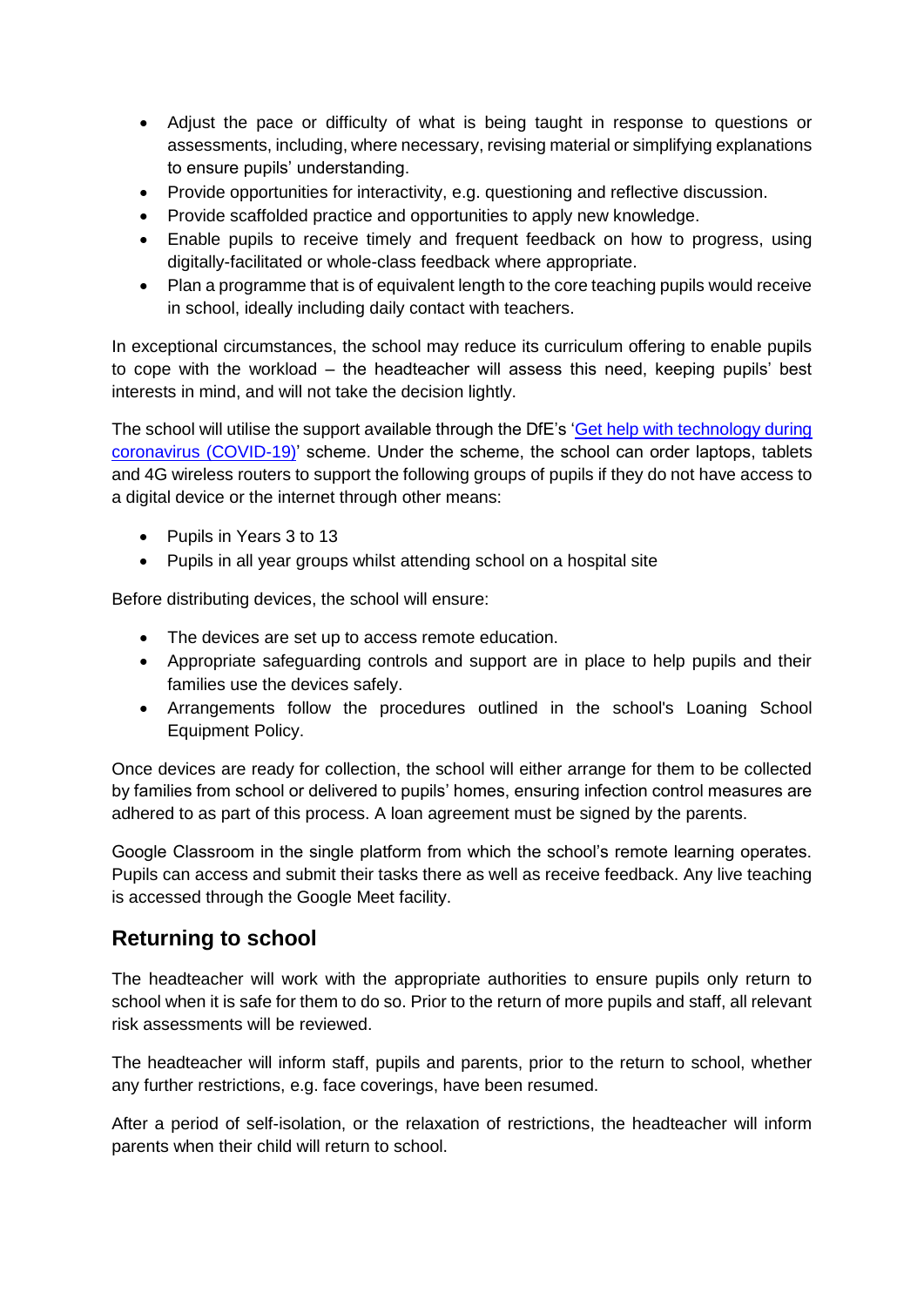- Adjust the pace or difficulty of what is being taught in response to questions or assessments, including, where necessary, revising material or simplifying explanations to ensure pupils' understanding.
- Provide opportunities for interactivity, e.g. questioning and reflective discussion.
- Provide scaffolded practice and opportunities to apply new knowledge.
- Enable pupils to receive timely and frequent feedback on how to progress, using digitally-facilitated or whole-class feedback where appropriate.
- Plan a programme that is of equivalent length to the core teaching pupils would receive in school, ideally including daily contact with teachers.

In exceptional circumstances, the school may reduce its curriculum offering to enable pupils to cope with the workload – the headteacher will assess this need, keeping pupils' best interests in mind, and will not take the decision lightly.

The school will utilise the support available through the DfE's '[Get help with technology during coronavirus (COVID-19)]' scheme. Under the scheme, the school can order laptops, tablets and 4G wireless routers to support the following groups of pupils if they do not have access to a digital device or the internet through other means:

- Pupils in Years 3 to 13
- Pupils in all year groups whilst attending school on a hospital site

Before distributing devices, the school will ensure:

- The devices are set up to access remote education.
- Appropriate safeguarding controls and support are in place to help pupils and their families use the devices safely.
- Arrangements follow the procedures outlined in the school's Loaning School Equipment Policy.

Once devices are ready for collection, the school will either arrange for them to be collected by families from school or delivered to pupils' homes, ensuring infection control measures are adhered to as part of this process. A loan agreement must be signed by the parents.

Google Classroom in the single platform from which the school's remote learning operates. Pupils can access and submit their tasks there as well as receive feedback. Any live teaching is accessed through the Google Meet facility.

## Returning to school

The headteacher will work with the appropriate authorities to ensure pupils only return to school when it is safe for them to do so. Prior to the return of more pupils and staff, all relevant risk assessments will be reviewed.

The headteacher will inform staff, pupils and parents, prior to the return to school, whether any further restrictions, e.g. face coverings, have been resumed.

After a period of self-isolation, or the relaxation of restrictions, the headteacher will inform parents when their child will return to school.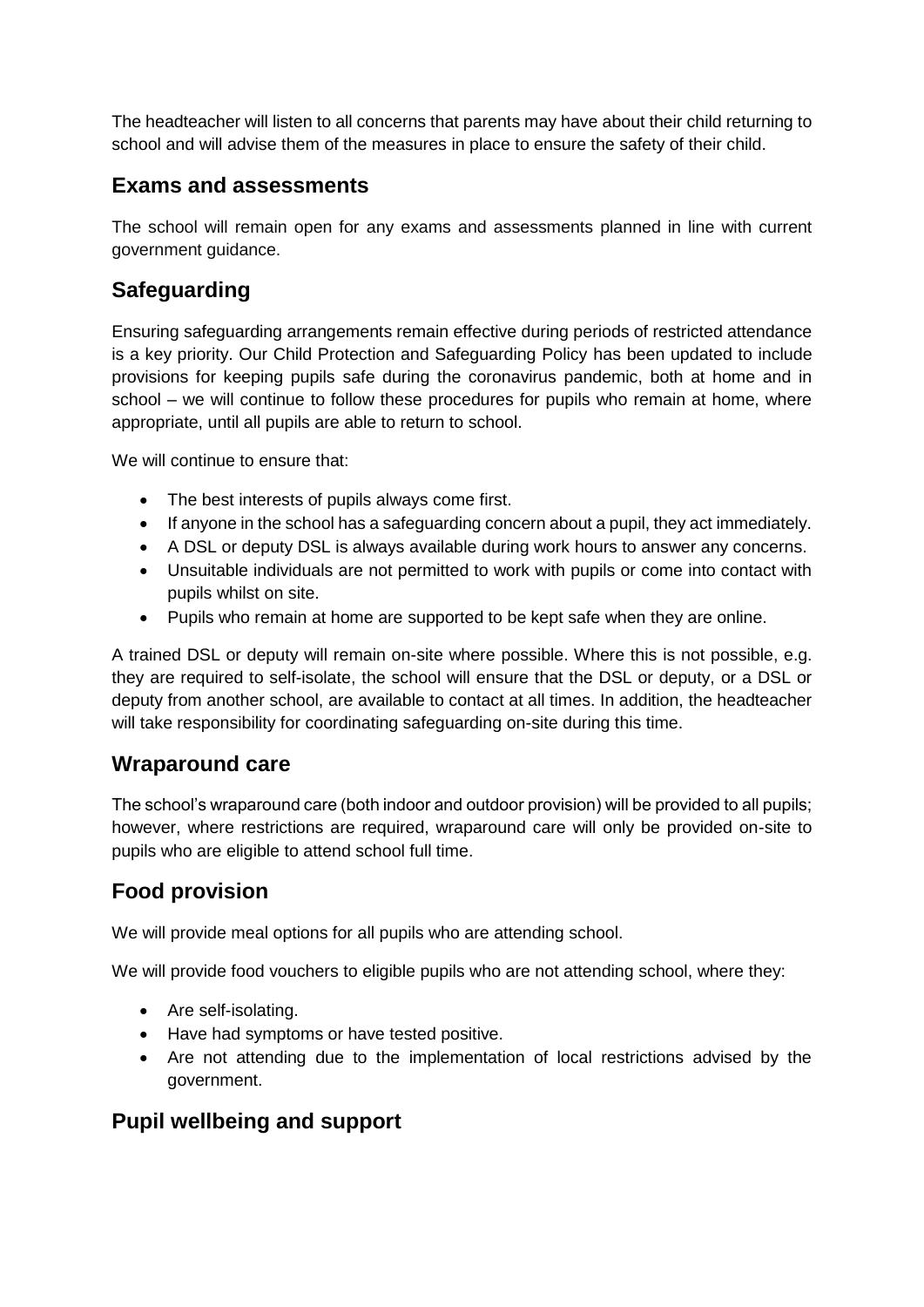The headteacher will listen to all concerns that parents may have about their child returning to school and will advise them of the measures in place to ensure the safety of their child.

## Exams and assessments

The school will remain open for any exams and assessments planned in line with current government guidance.

## Safeguarding

Ensuring safeguarding arrangements remain effective during periods of restricted attendance is a key priority. Our Child Protection and Safeguarding Policy has been updated to include provisions for keeping pupils safe during the coronavirus pandemic, both at home and in school – we will continue to follow these procedures for pupils who remain at home, where appropriate, until all pupils are able to return to school.

We will continue to ensure that:

- The best interests of pupils always come first.
- If anyone in the school has a safeguarding concern about a pupil, they act immediately.
- A DSL or deputy DSL is always available during work hours to answer any concerns.
- Unsuitable individuals are not permitted to work with pupils or come into contact with pupils whilst on site.
- Pupils who remain at home are supported to be kept safe when they are online.

A trained DSL or deputy will remain on-site where possible. Where this is not possible, e.g. they are required to self-isolate, the school will ensure that the DSL or deputy, or a DSL or deputy from another school, are available to contact at all times. In addition, the headteacher will take responsibility for coordinating safeguarding on-site during this time.

## Wraparound care

The school's wraparound care (both indoor and outdoor provision) will be provided to all pupils; however, where restrictions are required, wraparound care will only be provided on-site to pupils who are eligible to attend school full time.

## Food provision

We will provide meal options for all pupils who are attending school.

We will provide food vouchers to eligible pupils who are not attending school, where they:

- Are self-isolating.
- Have had symptoms or have tested positive.
- Are not attending due to the implementation of local restrictions advised by the government.

## Pupil wellbeing and support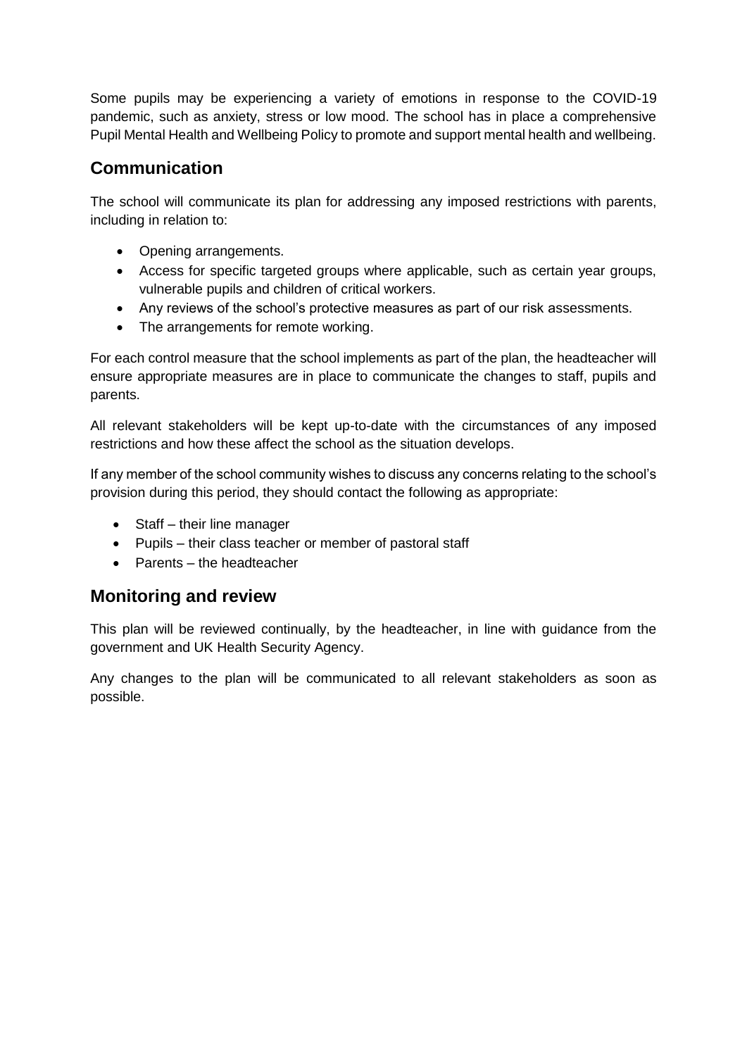Some pupils may be experiencing a variety of emotions in response to the COVID-19 pandemic, such as anxiety, stress or low mood. The school has in place a comprehensive Pupil Mental Health and Wellbeing Policy to promote and support mental health and wellbeing.

## Communication

The school will communicate its plan for addressing any imposed restrictions with parents, including in relation to:

- Opening arrangements.
- Access for specific targeted groups where applicable, such as certain year groups, vulnerable pupils and children of critical workers.
- Any reviews of the school's protective measures as part of our risk assessments.
- The arrangements for remote working.

For each control measure that the school implements as part of the plan, the headteacher will ensure appropriate measures are in place to communicate the changes to staff, pupils and parents.

All relevant stakeholders will be kept up-to-date with the circumstances of any imposed restrictions and how these affect the school as the situation develops.

If any member of the school community wishes to discuss any concerns relating to the school's provision during this period, they should contact the following as appropriate:

- Staff – their line manager
- Pupils – their class teacher or member of pastoral staff
- Parents – the headteacher

## Monitoring and review

This plan will be reviewed continually, by the headteacher, in line with guidance from the government and UK Health Security Agency.

Any changes to the plan will be communicated to all relevant stakeholders as soon as possible.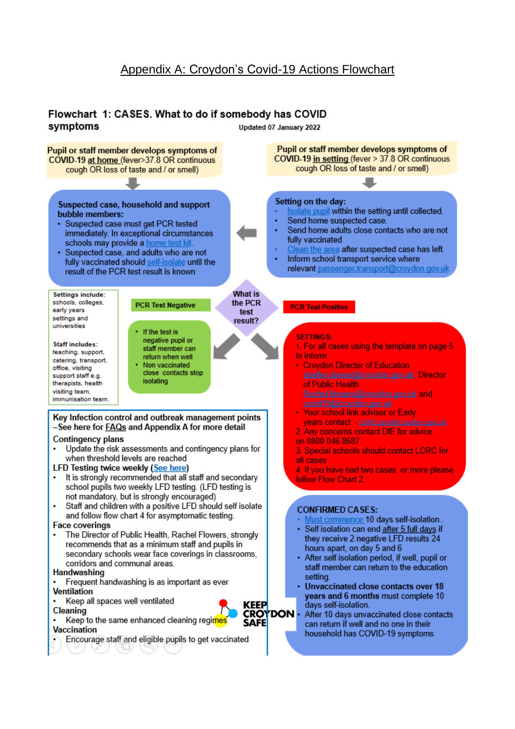# Appendix A: Croydon's Covid-19 Actions Flowchart

## Flowchart 1: CASES. What to do if somebody has COVID symptoms

Updated 07 January 2022

**Pupil or staff member develops symptoms of COVID-19 at home (fever>37.8 OR continuous cough OR loss of taste and / or smell)**

**Suspected case, household and support bubble members:**

- Suspected case must get PCR tested immediately. In exceptional circumstances schools may provide a home test kit.
- Suspected case, and adults who are not fully vaccinated should self-isolate until the result of the PCR test result is known

**Pupil or staff member develops symptoms of COVID-19 in setting (fever > 37.8 OR continuous cough OR loss of taste and / or smell)**

**Setting on the day:**

- Isolate pupil within the setting until collected.
- Send home suspected case.
- Send home adults close contacts who are not fully vaccinated
- Clean the area after suspected case has left.
- Inform school transport service where relevant passenger.transport@croydon.gov.uk

**Settings include:** schools, colleges, early years settings and universities

**Staff includes:** teaching, support, catering, transport, office, visiting support staff e.g. therapists, health visiting team, immunisation team.

**What is the PCR test result?**

**PCR Test Negative**

- If the test is negative pupil or staff member can return when well
- Non vaccinated close contacts stop isolating

**PCR Test Positive**

**SETTINGS:**

1. For all cases using the template on page 5 to inform:
   - Croydon Director of Education shelley.davies@croydon.gov.uk, Director of Public Health Rachel.flowers@croydon.gov.uk and covid19@croydon.gov.uk
   - Your school link advisor or Early years contact - child.care@croydon.gov.uk
2. Any concerns contact DfE for advice on 0800 046 8687
3. Special schools should contact LCRC for all cases
4. If you have had two cases or more please follow Flow Chart 2.

**CONFIRMED CASES:**

- Must commence 10 days self-isolation.
- Self isolation can end after 5 full days if they receive 2 negative LFD results 24 hours apart, on day 5 and 6
- After self isolation period, if well, pupil or staff member can return to the education setting.
- **Unvaccinated close contacts over 18 years and 6 months** must complete 10 days self-isolation.
- After 10 days unvaccinated close contacts can return if well and no one in their household has COVID-19 symptoms

**Key Infection control and outbreak management points –See here for FAQs and Appendix A for more detail**

**Contingency plans**

- Update the risk assessments and contingency plans for when threshold levels are reached

**LFD Testing twice weekly (See here)**

- It is strongly recommended that all staff and secondary school pupils two weekly LFD testing. (LFD testing is not mandatory, but is strongly encouraged)
- Staff and children with a positive LFD should self isolate and follow flow chart 4 for asymptomatic testing.

**Face coverings**

- The Director of Public Health, Rachel Flowers, strongly recommends that as a minimum staff and pupils in secondary schools wear face coverings in classrooms, corridors and communal areas.

**Handwashing**

- Frequent handwashing is as important as ever

**Ventilation**

- Keep all spaces well ventilated

**Cleaning**

- Keep to the same enhanced cleaning regimes

**Vaccination**

- Encourage staff and eligible pupils to get vaccinated

KEEP CROYDON SAFE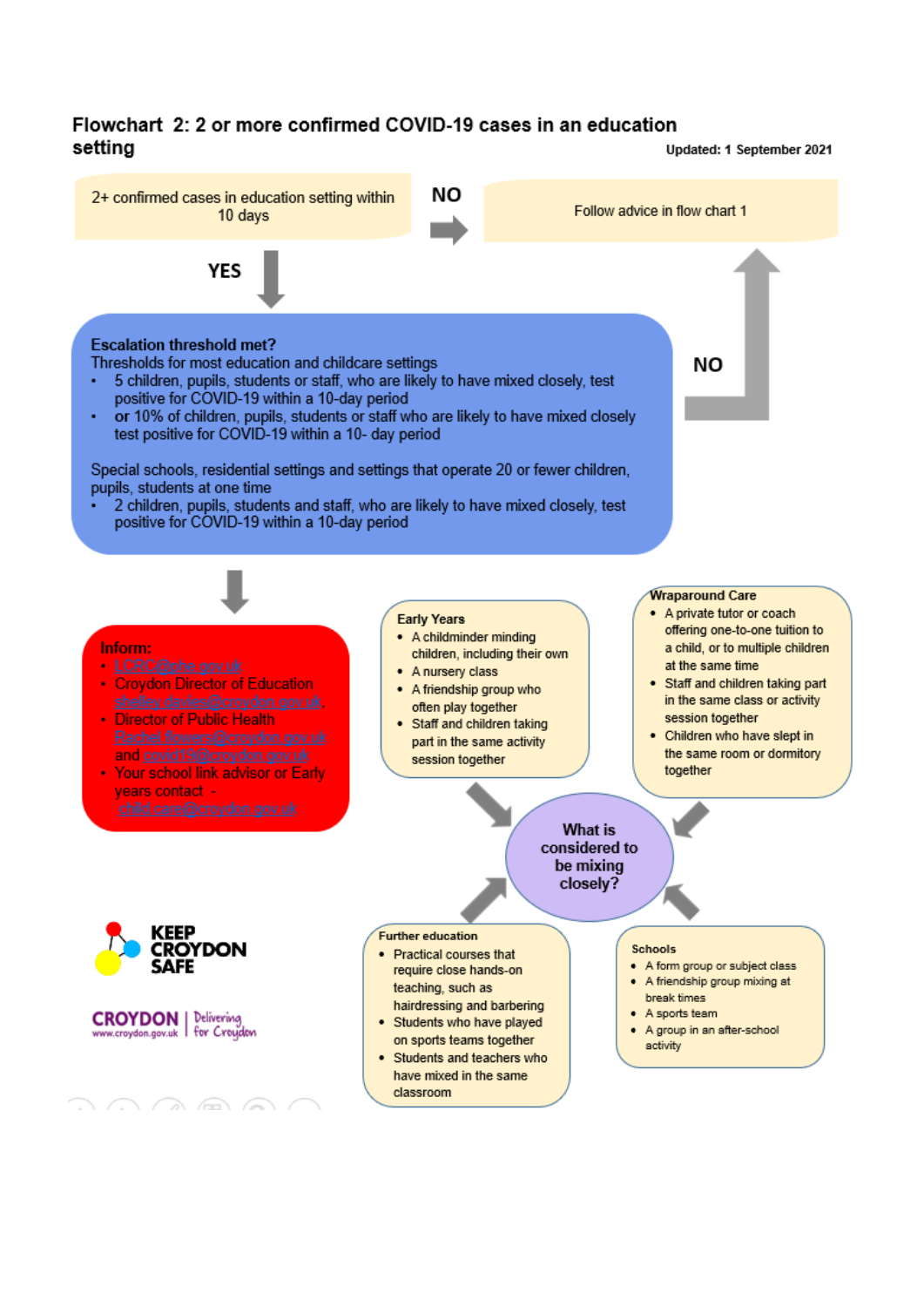## Flowchart 2: 2 or more confirmed COVID-19 cases in an education setting

**Updated: 1 September 2021**

2+ confirmed cases in education setting within 10 days

**NO** → Follow advice in flow chart 1

**YES** ↓

**Escalation threshold met?**

Thresholds for most education and childcare settings

- 5 children, pupils, students or staff, who are likely to have mixed closely, test positive for COVID-19 within a 10-day period
- **or** 10% of children, pupils, students or staff who are likely to have mixed closely test positive for COVID-19 within a 10- day period

Special schools, residential settings and settings that operate 20 or fewer children, pupils, students at one time

- 2 children, pupils, students and staff, who are likely to have mixed closely, test positive for COVID-19 within a 10-day period

**NO** → Follow advice in flow chart 1

↓

**Inform:**

- LCRC@phe.gov.uk
- Croydon Director of Education shelley.davies@croydon.gov.uk
- Director of Public Health Rachel.flowers@croydon.gov.uk and covid19@croydon.gov.uk
- Your school link advisor or Early years contact - child.care@croydon.gov.uk

### What is considered to be mixing closely?

**Early Years**

- A childminder minding children, including their own
- A nursery class
- A friendship group who often play together
- Staff and children taking part in the same activity session together

**Wraparound Care**

- A private tutor or coach offering one-to-one tuition to a child, or to multiple children at the same time
- Staff and children taking part in the same class or activity session together
- Children who have slept in the same room or dormitory together

**Further education**

- Practical courses that require close hands-on teaching, such as hairdressing and barbering
- Students who have played on sports teams together
- Students and teachers who have mixed in the same classroom

**Schools**

- A form group or subject class
- A friendship group mixing at break times
- A sports team
- A group in an after-school activity

KEEP CROYDON SAFE

CROYDON www.croydon.gov.uk | Delivering for Croydon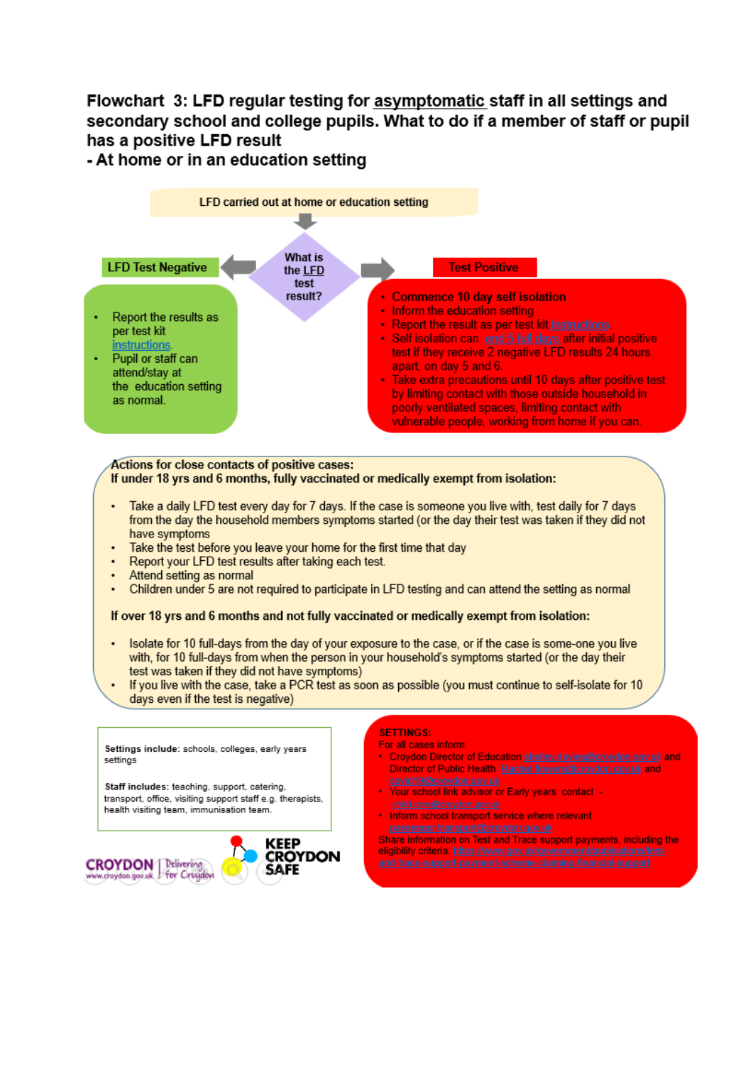# Flowchart 3: LFD regular testing for asymptomatic staff in all settings and secondary school and college pupils. What to do if a member of staff or pupil has a positive LFD result

## - At home or in an education setting

LFD carried out at home or education setting

What is the LFD test result?

### LFD Test Negative

- Report the results as per test kit instructions.
- Pupil or staff can attend/stay at the education setting as normal.

### Test Positive

- Commence 10 day self isolation
- Inform the education setting
- Report the result as per test kit instructions.
- Self isolation can end 5 full days after initial positive test if they receive 2 negative LFD results 24 hours apart, on day 5 and 6.
- Take extra precautions until 10 days after positive test by limiting contact with those outside household in poorly ventilated spaces, limiting contact with vulnerable people, working from home if you can.

**Actions for close contacts of positive cases:**

**If under 18 yrs and 6 months, fully vaccinated or medically exempt from isolation:**

- Take a daily LFD test every day for 7 days. If the case is someone you live with, test daily for 7 days from the day the household members symptoms started (or the day their test was taken if they did not have symptoms)
- Take the test before you leave your home for the first time that day
- Report your LFD test results after taking each test.
- Attend setting as normal
- Children under 5 are not required to participate in LFD testing and can attend the setting as normal

**If over 18 yrs and 6 months and not fully vaccinated or medically exempt from isolation:**

- Isolate for 10 full-days from the day of your exposure to the case, or if the case is some-one you live with, for 10 full-days from when the person in your household's symptoms started (or the day their test was taken if they did not have symptoms)
- If you live with the case, take a PCR test as soon as possible (you must continue to self-isolate for 10 days even if the test is negative)

**Settings include:** schools, colleges, early years settings

**Staff includes:** teaching, support, catering, transport, office, visiting support staff e.g. therapists, health visiting team, immunisation team.

**SETTINGS:**

For all cases inform:

- Croydon Director of Education shelley.davies@croydon.gov.uk and Director of Public Health Rachel.flowers@croydon.gov.uk and covid19@croydon.gov.uk
- Your school link advisor or Early years contact - child.care@croydon.gov.uk
- Inform school transport service where relevant passenger.transport@croydon.gov.uk

Share information on Test and Trace support payments, including the eligibility criteria: https://www.gov.uk/government/publications/test-and-trace-support-payment-scheme-claiming-financial-support

CROYDON www.croydon.gov.uk | Delivering for Croydon

KEEP CROYDON SAFE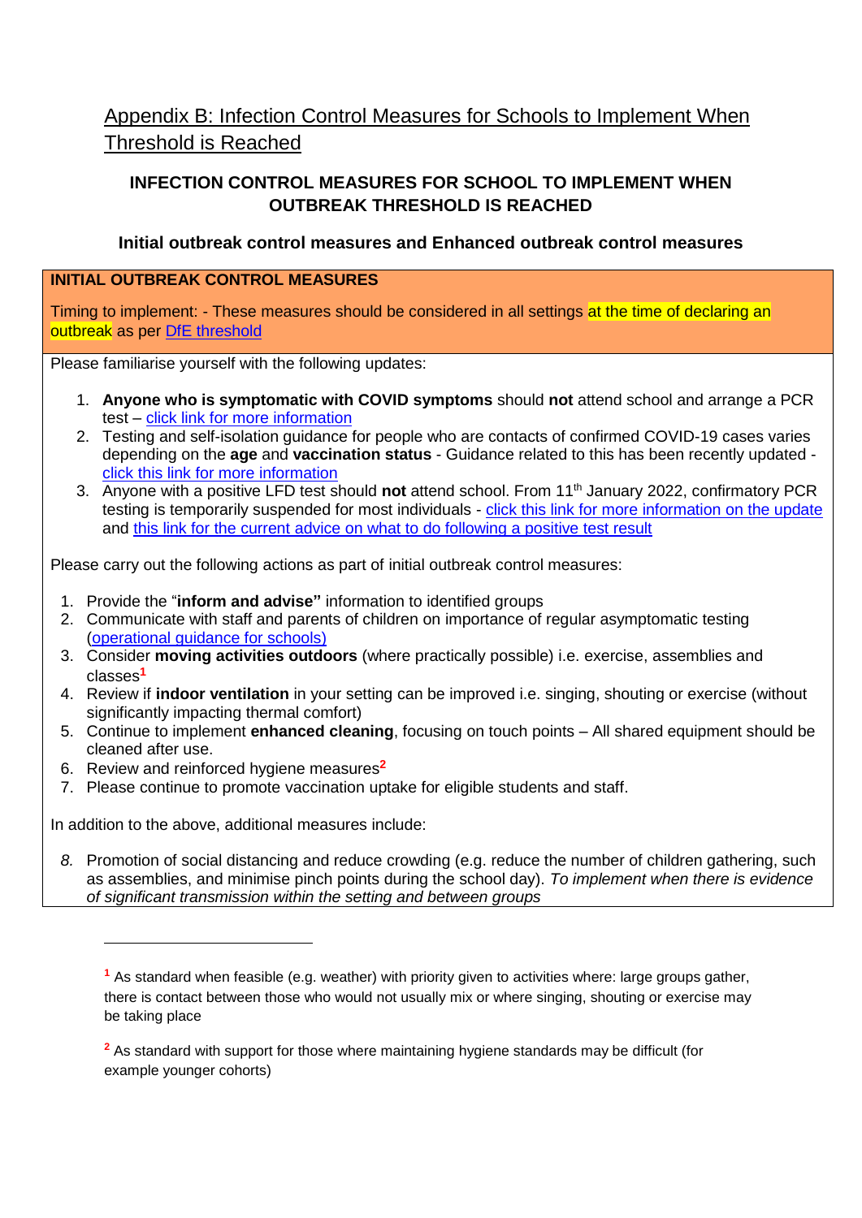## Appendix B: Infection Control Measures for Schools to Implement When Threshold is Reached

**INFECTION CONTROL MEASURES FOR SCHOOL TO IMPLEMENT WHEN OUTBREAK THRESHOLD IS REACHED**

**Initial outbreak control measures and Enhanced outbreak control measures**

**INITIAL OUTBREAK CONTROL MEASURES**

Timing to implement: - These measures should be considered in all settings at the time of declaring an outbreak as per DfE threshold

Please familiarise yourself with the following updates:

1. **Anyone who is symptomatic with COVID symptoms** should **not** attend school and arrange a PCR test – click link for more information
2. Testing and self-isolation guidance for people who are contacts of confirmed COVID-19 cases varies depending on the **age** and **vaccination status** - Guidance related to this has been recently updated - click this link for more information
3. Anyone with a positive LFD test should **not** attend school. From 11th January 2022, confirmatory PCR testing is temporarily suspended for most individuals - click this link for more information on the update and this link for the current advice on what to do following a positive test result

Please carry out the following actions as part of initial outbreak control measures:

1. Provide the "**inform and advise"** information to identified groups
2. Communicate with staff and parents of children on importance of regular asymptomatic testing (operational guidance for schools)
3. Consider **moving activities outdoors** (where practically possible) i.e. exercise, assemblies and classes[1]
4. Review if **indoor ventilation** in your setting can be improved i.e. singing, shouting or exercise (without significantly impacting thermal comfort)
5. Continue to implement **enhanced cleaning**, focusing on touch points – All shared equipment should be cleaned after use.
6. Review and reinforced hygiene measures[2]
7. Please continue to promote vaccination uptake for eligible students and staff.

In addition to the above, additional measures include:

8. Promotion of social distancing and reduce crowding (e.g. reduce the number of children gathering, such as assemblies, and minimise pinch points during the school day). *To implement when there is evidence of significant transmission within the setting and between groups*

---

[1] As standard when feasible (e.g. weather) with priority given to activities where: large groups gather, there is contact between those who would not usually mix or where singing, shouting or exercise may be taking place

[2] As standard with support for those where maintaining hygiene standards may be difficult (for example younger cohorts)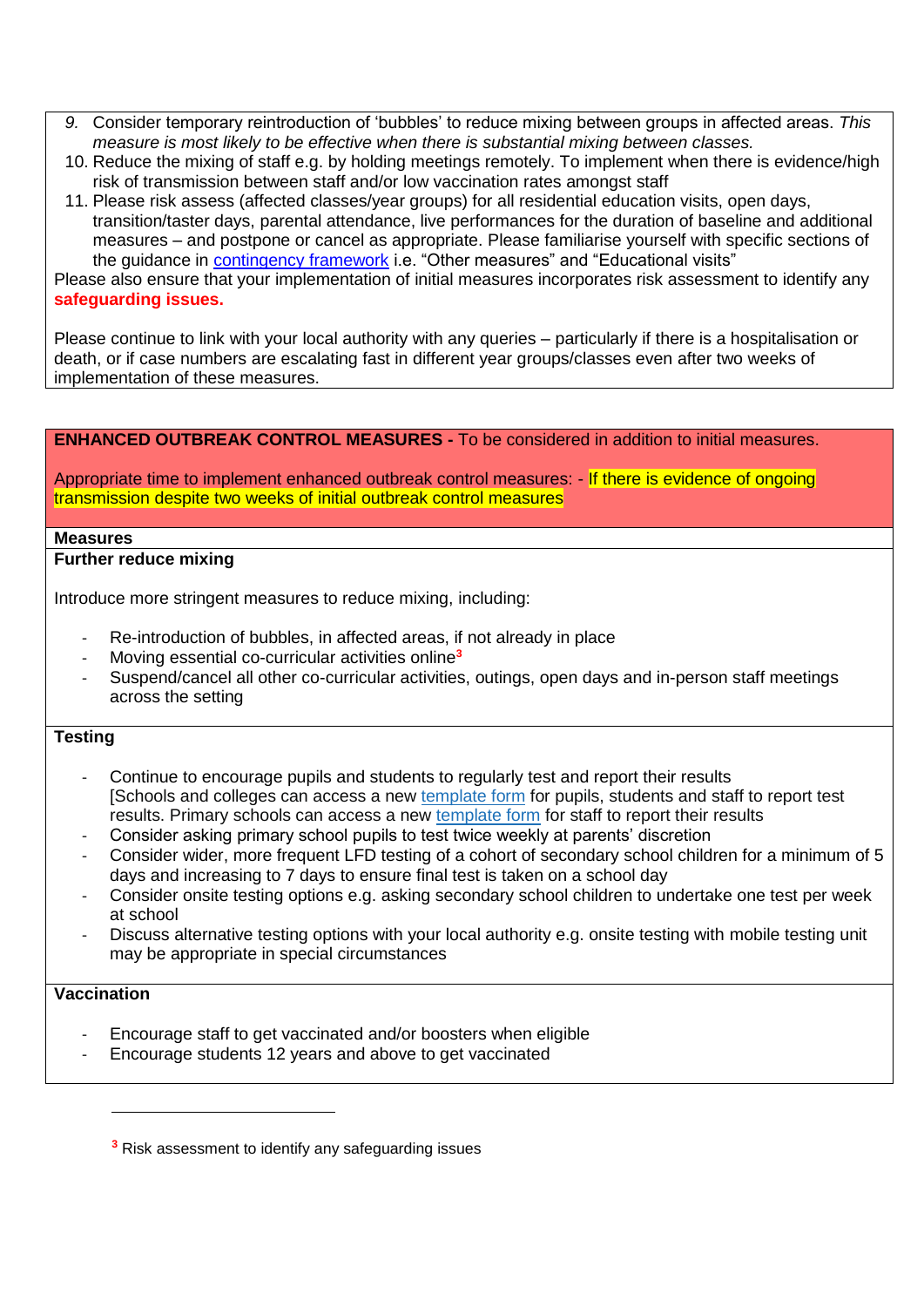9. Consider temporary reintroduction of 'bubbles' to reduce mixing between groups in affected areas. *This measure is most likely to be effective when there is substantial mixing between classes.*
10. Reduce the mixing of staff e.g. by holding meetings remotely. To implement when there is evidence/high risk of transmission between staff and/or low vaccination rates amongst staff
11. Please risk assess (affected classes/year groups) for all residential education visits, open days, transition/taster days, parental attendance, live performances for the duration of baseline and additional measures – and postpone or cancel as appropriate. Please familiarise yourself with specific sections of the guidance in [contingency framework] i.e. "Other measures" and "Educational visits"

Please also ensure that your implementation of initial measures incorporates risk assessment to identify any **safeguarding issues.**

Please continue to link with your local authority with any queries – particularly if there is a hospitalisation or death, or if case numbers are escalating fast in different year groups/classes even after two weeks of implementation of these measures.

**ENHANCED OUTBREAK CONTROL MEASURES -** To be considered in addition to initial measures.

Appropriate time to implement enhanced outbreak control measures: - If there is evidence of ongoing transmission despite two weeks of initial outbreak control measures

**Measures**

**Further reduce mixing**

Introduce more stringent measures to reduce mixing, including:

- Re-introduction of bubbles, in affected areas, if not already in place
- Moving essential co-curricular activities online[3]
- Suspend/cancel all other co-curricular activities, outings, open days and in-person staff meetings across the setting

**Testing**

- Continue to encourage pupils and students to regularly test and report their results [Schools and colleges can access a new [template form] for pupils, students and staff to report test results. Primary schools can access a new [template form] for staff to report their results
- Consider asking primary school pupils to test twice weekly at parents' discretion
- Consider wider, more frequent LFD testing of a cohort of secondary school children for a minimum of 5 days and increasing to 7 days to ensure final test is taken on a school day
- Consider onsite testing options e.g. asking secondary school children to undertake one test per week at school
- Discuss alternative testing options with your local authority e.g. onsite testing with mobile testing unit may be appropriate in special circumstances

**Vaccination**

- Encourage staff to get vaccinated and/or boosters when eligible
- Encourage students 12 years and above to get vaccinated

[3] Risk assessment to identify any safeguarding issues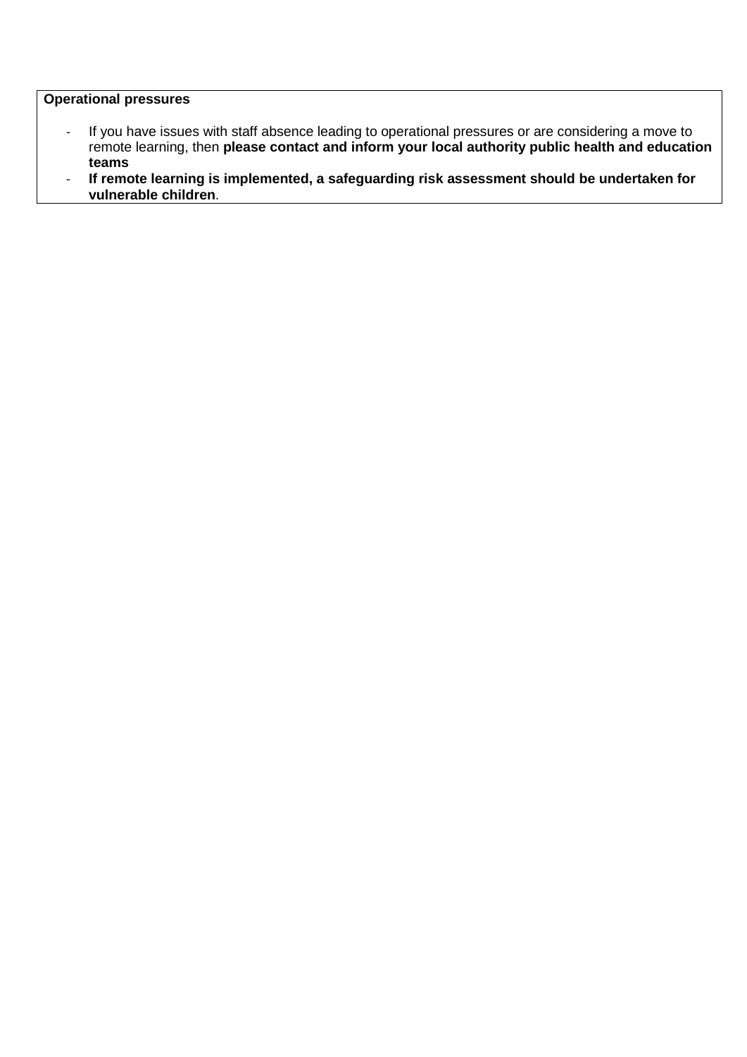**Operational pressures**

- If you have issues with staff absence leading to operational pressures or are considering a move to remote learning, then **please contact and inform your local authority public health and education teams**
- **If remote learning is implemented, a safeguarding risk assessment should be undertaken for vulnerable children**.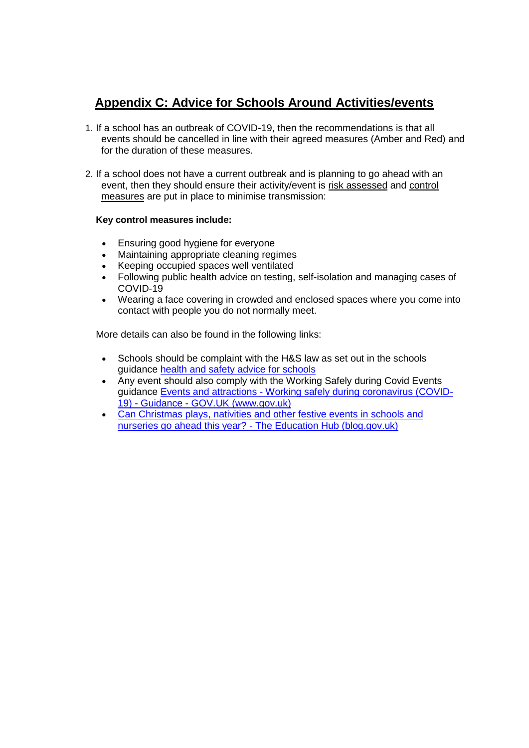## Appendix C: Advice for Schools Around Activities/events

1. If a school has an outbreak of COVID-19, then the recommendations is that all events should be cancelled in line with their agreed measures (Amber and Red) and for the duration of these measures.

2. If a school does not have a current outbreak and is planning to go ahead with an event, then they should ensure their activity/event is risk assessed and control measures are put in place to minimise transmission:

   **Key control measures include:**

   - Ensuring good hygiene for everyone
   - Maintaining appropriate cleaning regimes
   - Keeping occupied spaces well ventilated
   - Following public health advice on testing, self-isolation and managing cases of COVID-19
   - Wearing a face covering in crowded and enclosed spaces where you come into contact with people you do not normally meet.

   More details can also be found in the following links:

   - Schools should be complaint with the H&S law as set out in the schools guidance health and safety advice for schools
   - Any event should also comply with the Working Safely during Covid Events guidance Events and attractions - Working safely during coronavirus (COVID-19) - Guidance - GOV.UK (www.gov.uk)
   - Can Christmas plays, nativities and other festive events in schools and nurseries go ahead this year? - The Education Hub (blog.gov.uk)